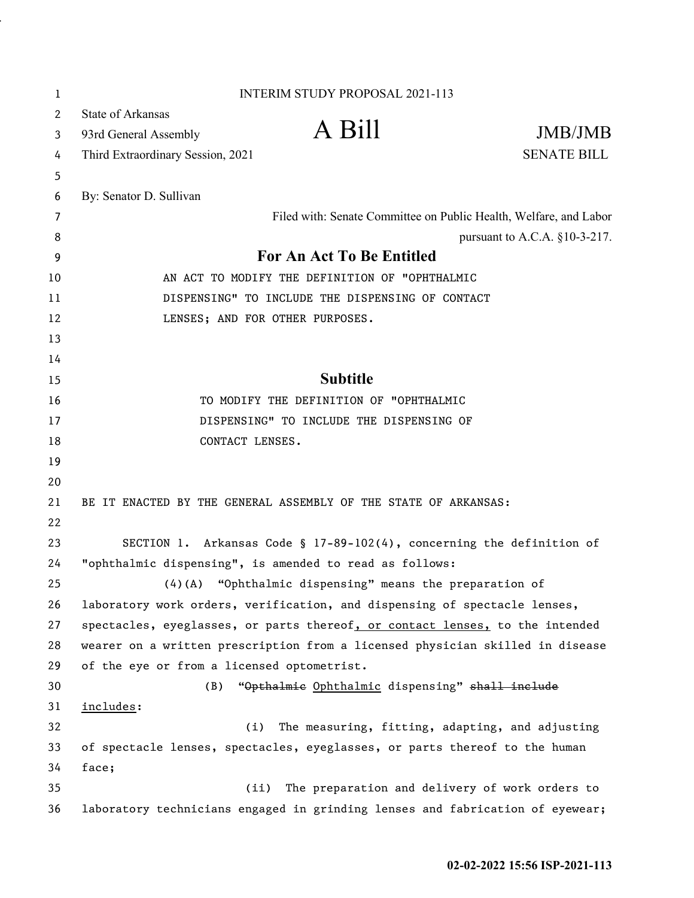INTERIM STUDY PROPOSAL 2021-113

State of Arkansas
93rd General Assembly
Third Extraordinary Session, 2021

# A Bill

JMB/JMB
SENATE BILL

By: Senator D. Sullivan

Filed with: Senate Committee on Public Health, Welfare, and Labor
pursuant to A.C.A. §10-3-217.

## For An Act To Be Entitled

AN ACT TO MODIFY THE DEFINITION OF "OPHTHALMIC DISPENSING" TO INCLUDE THE DISPENSING OF CONTACT LENSES; AND FOR OTHER PURPOSES.

## Subtitle

TO MODIFY THE DEFINITION OF "OPHTHALMIC DISPENSING" TO INCLUDE THE DISPENSING OF CONTACT LENSES.

BE IT ENACTED BY THE GENERAL ASSEMBLY OF THE STATE OF ARKANSAS:

SECTION 1. Arkansas Code § 17-89-102(4), concerning the definition of "ophthalmic dispensing", is amended to read as follows:

(4)(A) "Ophthalmic dispensing" means the preparation of laboratory work orders, verification, and dispensing of spectacle lenses, spectacles, eyeglasses, or parts thereof, or contact lenses, to the intended wearer on a written prescription from a licensed physician skilled in disease of the eye or from a licensed optometrist.

(B) "~~Opthalmic~~ Ophthalmic dispensing" ~~shall include~~ includes:

(i) The measuring, fitting, adapting, and adjusting of spectacle lenses, spectacles, eyeglasses, or parts thereof to the human face;

(ii) The preparation and delivery of work orders to laboratory technicians engaged in grinding lenses and fabrication of eyewear;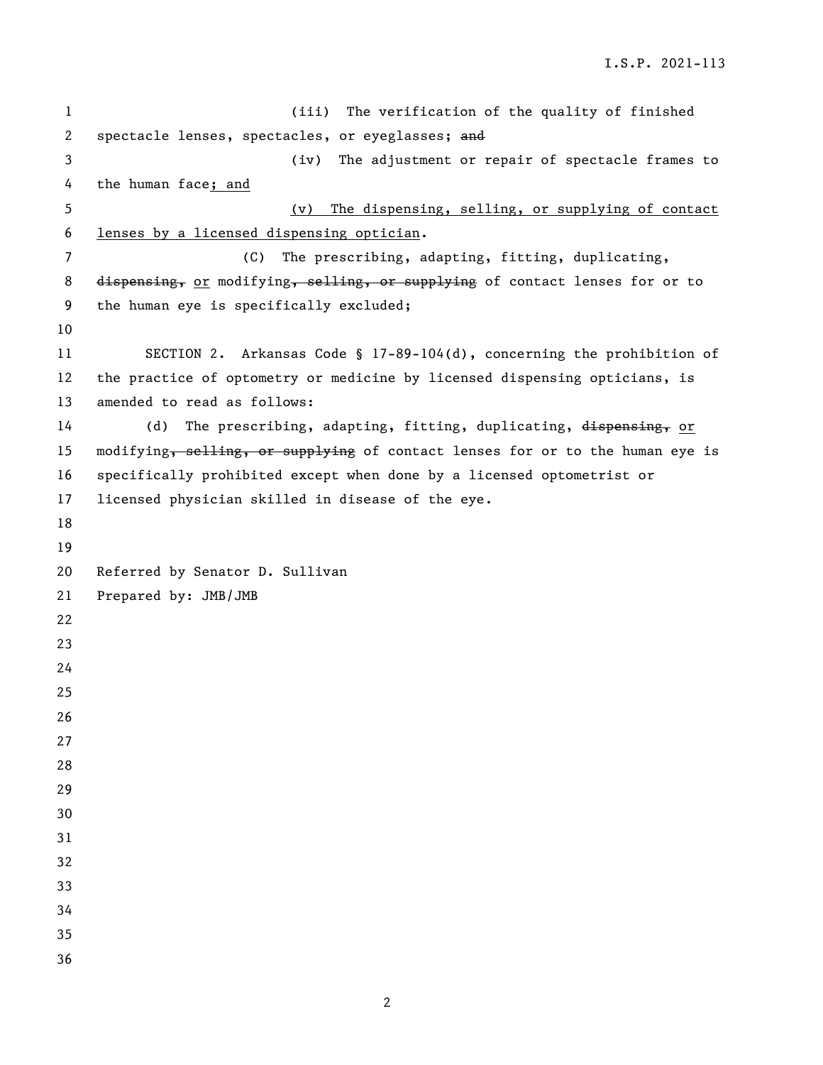(iii) The verification of the quality of finished spectacle lenses, spectacles, or eyeglasses; ~~and~~

(iv) The adjustment or repair of spectacle frames to the human face; and

(v) The dispensing, selling, or supplying of contact lenses by a licensed dispensing optician.

(C) The prescribing, adapting, fitting, duplicating, ~~dispensing,~~ or modifying~~, selling, or supplying~~ of contact lenses for or to the human eye is specifically excluded;

SECTION 2. Arkansas Code § 17-89-104(d), concerning the prohibition of the practice of optometry or medicine by licensed dispensing opticians, is amended to read as follows:

(d) The prescribing, adapting, fitting, duplicating, ~~dispensing,~~ or modifying~~, selling, or supplying~~ of contact lenses for or to the human eye is specifically prohibited except when done by a licensed optometrist or licensed physician skilled in disease of the eye.

Referred by Senator D. Sullivan

Prepared by: JMB/JMB